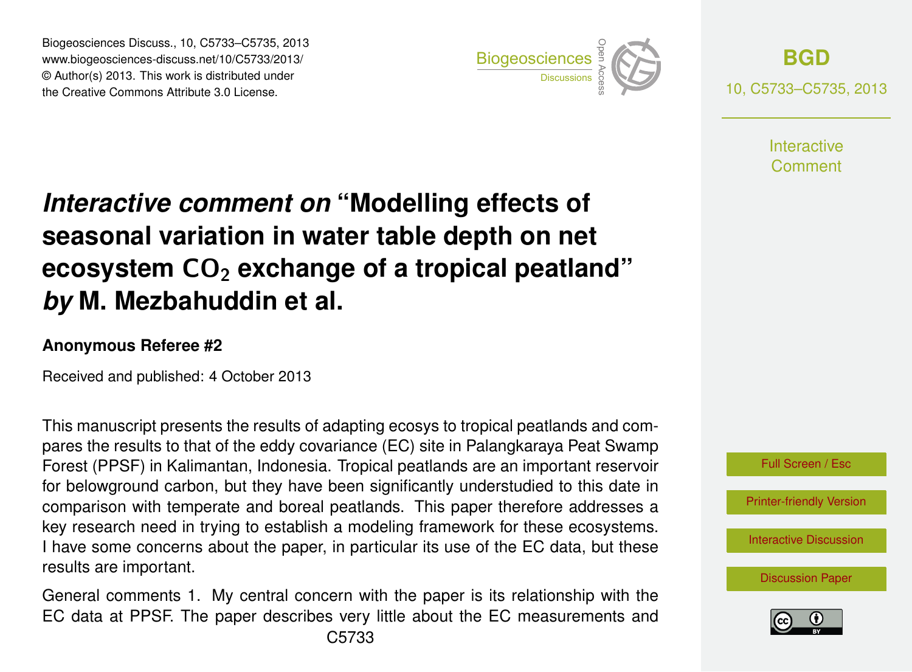# *Interactive comment on* "Modelling effects of seasonal variation in water table depth on net ecosystem $CO_2$ exchange of a tropical peatland" *by* M. Mezbahuddin et al.

**Anonymous Referee #2**

Received and published: 4 October 2013

This manuscript presents the results of adapting ecosys to tropical peatlands and compares the results to that of the eddy covariance (EC) site in Palangkaraya Peat Swamp Forest (PPSF) in Kalimantan, Indonesia. Tropical peatlands are an important reservoir for belowground carbon, but they have been significantly understudied to this date in comparison with temperate and boreal peatlands. This paper therefore addresses a key research need in trying to establish a modeling framework for these ecosystems. I have some concerns about the paper, in particular its use of the EC data, but these results are important.

General comments 1. My central concern with the paper is its relationship with the EC data at PPSF. The paper describes very little about the EC measurements and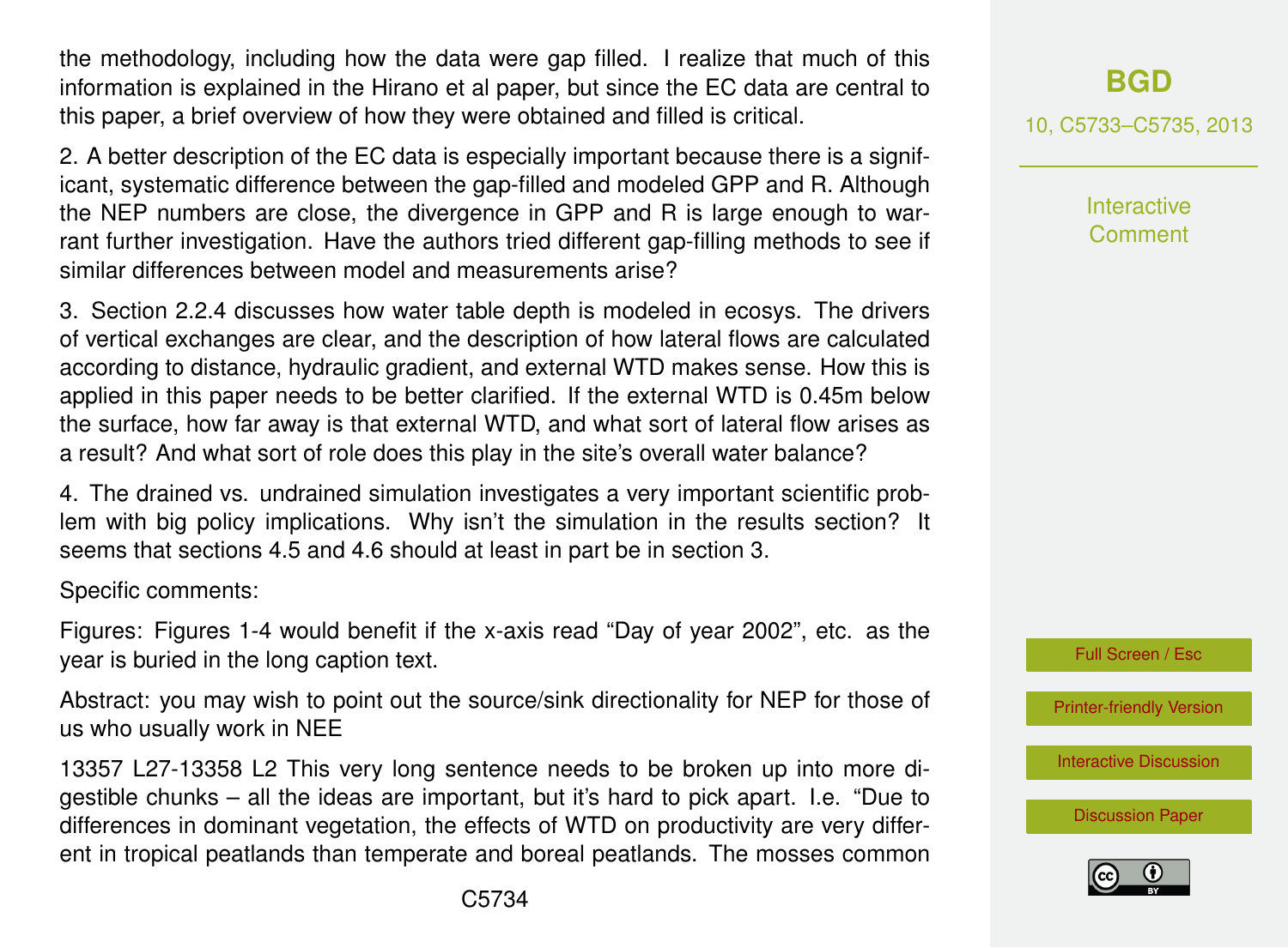the methodology, including how the data were gap filled. I realize that much of this information is explained in the Hirano et al paper, but since the EC data are central to this paper, a brief overview of how they were obtained and filled is critical.

2. A better description of the EC data is especially important because there is a significant, systematic difference between the gap-filled and modeled GPP and R. Although the NEP numbers are close, the divergence in GPP and R is large enough to warrant further investigation. Have the authors tried different gap-filling methods to see if similar differences between model and measurements arise?

3. Section 2.2.4 discusses how water table depth is modeled in ecosys. The drivers of vertical exchanges are clear, and the description of how lateral flows are calculated according to distance, hydraulic gradient, and external WTD makes sense. How this is applied in this paper needs to be better clarified. If the external WTD is 0.45m below the surface, how far away is that external WTD, and what sort of lateral flow arises as a result? And what sort of role does this play in the site's overall water balance?

4. The drained vs. undrained simulation investigates a very important scientific problem with big policy implications. Why isn't the simulation in the results section? It seems that sections 4.5 and 4.6 should at least in part be in section 3.

Specific comments:

Figures: Figures 1-4 would benefit if the x-axis read "Day of year 2002", etc. as the year is buried in the long caption text.

Abstract: you may wish to point out the source/sink directionality for NEP for those of us who usually work in NEE

13357 L27-13358 L2 This very long sentence needs to be broken up into more digestible chunks – all the ideas are important, but it's hard to pick apart. I.e. "Due to differences in dominant vegetation, the effects of WTD on productivity are very different in tropical peatlands than temperate and boreal peatlands. The mosses common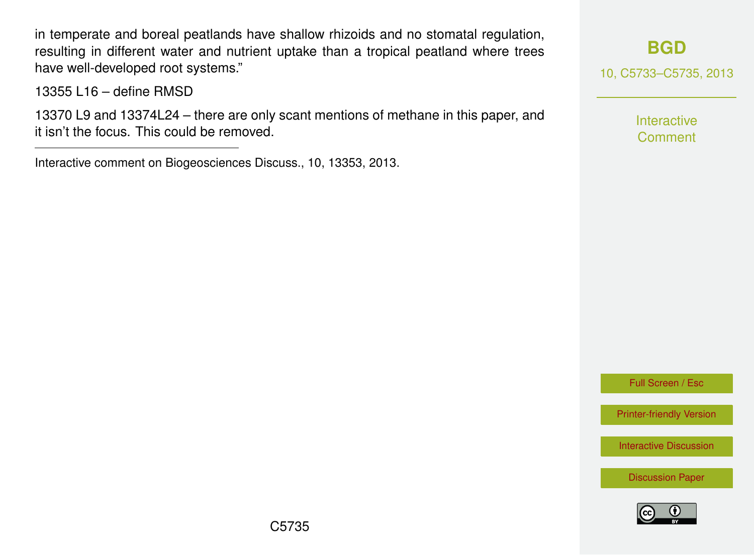in temperate and boreal peatlands have shallow rhizoids and no stomatal regulation, resulting in different water and nutrient uptake than a tropical peatland where trees have well-developed root systems."

13355 L16 – define RMSD

13370 L9 and 13374L24 – there are only scant mentions of methane in this paper, and it isn't the focus. This could be removed.

---

Interactive comment on Biogeosciences Discuss., 10, 13353, 2013.